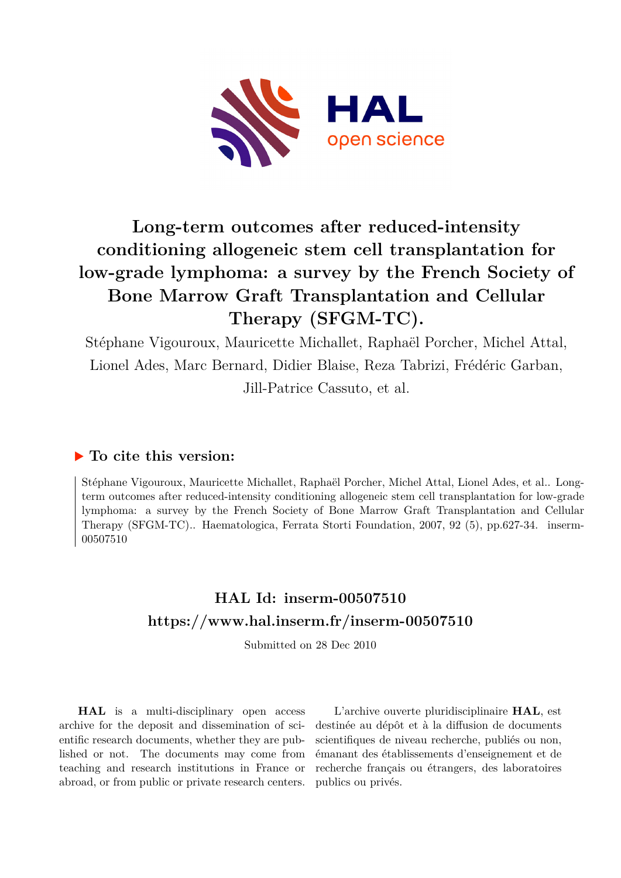# Long-term outcomes after reduced-intensity conditioning allogeneic stem cell transplantation for low-grade lymphoma: a survey by the French Society of Bone Marrow Graft Transplantation and Cellular Therapy (SFGM-TC).

Stéphane Vigouroux, Mauricette Michallet, Raphaël Porcher, Michel Attal, Lionel Ades, Marc Bernard, Didier Blaise, Reza Tabrizi, Frédéric Garban, Jill-Patrice Cassuto, et al.

## To cite this version:

Stéphane Vigouroux, Mauricette Michallet, Raphaël Porcher, Michel Attal, Lionel Ades, et al.. Long-term outcomes after reduced-intensity conditioning allogeneic stem cell transplantation for low-grade lymphoma: a survey by the French Society of Bone Marrow Graft Transplantation and Cellular Therapy (SFGM-TC).. Haematologica, Ferrata Storti Foundation, 2007, 92 (5), pp.627-34. inserm-00507510

**HAL Id: inserm-00507510**
**https://www.hal.inserm.fr/inserm-00507510**

Submitted on 28 Dec 2010

**HAL** is a multi-disciplinary open access archive for the deposit and dissemination of scientific research documents, whether they are published or not. The documents may come from teaching and research institutions in France or abroad, or from public or private research centers.

L'archive ouverte pluridisciplinaire **HAL**, est destinée au dépôt et à la diffusion de documents scientifiques de niveau recherche, publiés ou non, émanant des établissements d'enseignement et de recherche français ou étrangers, des laboratoires publics ou privés.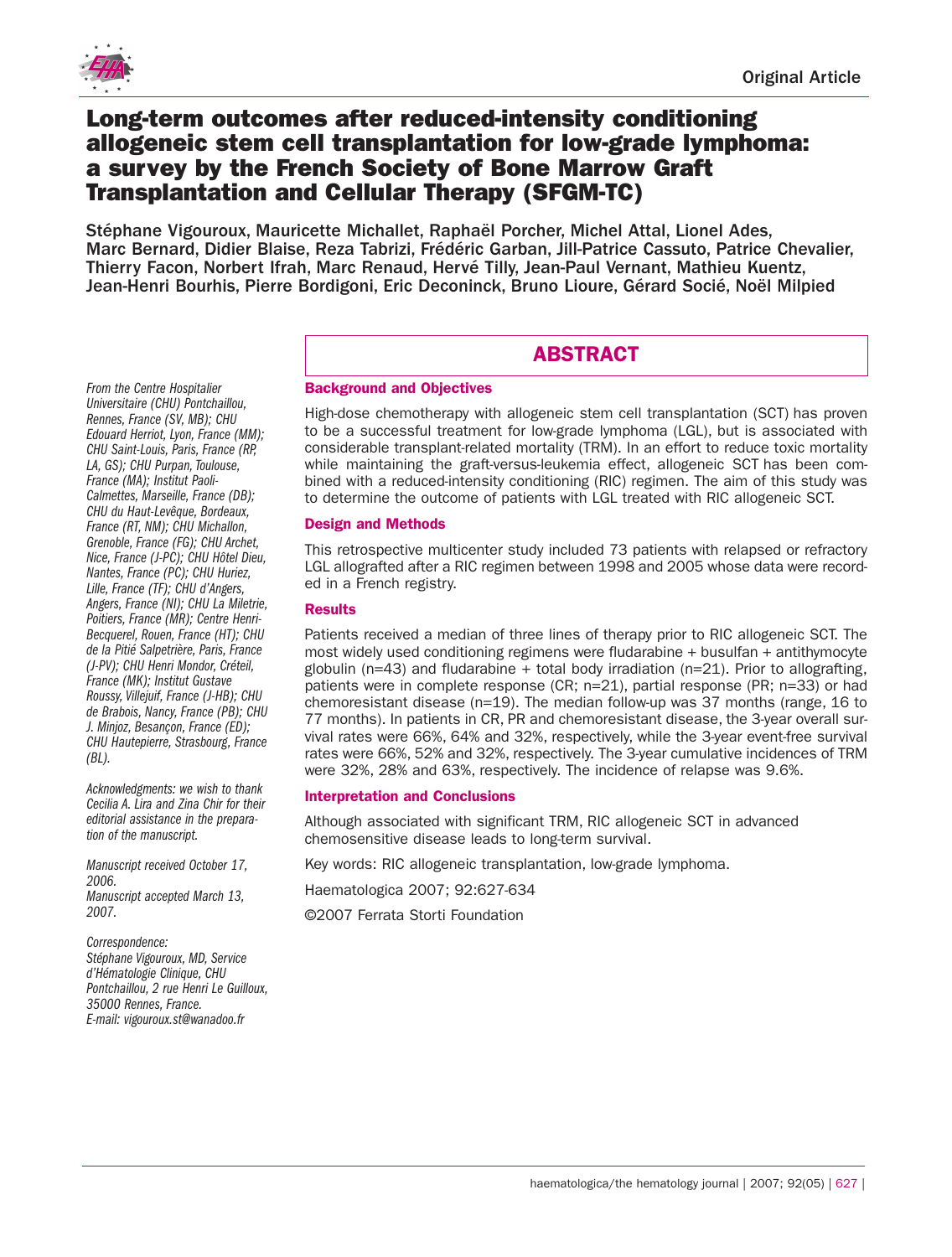# Long-term outcomes after reduced-intensity conditioning allogeneic stem cell transplantation for low-grade lymphoma: a survey by the French Society of Bone Marrow Graft Transplantation and Cellular Therapy (SFGM-TC)

Stéphane Vigouroux, Mauricette Michallet, Raphaël Porcher, Michel Attal, Lionel Ades, Marc Bernard, Didier Blaise, Reza Tabrizi, Frédéric Garban, Jill-Patrice Cassuto, Patrice Chevalier, Thierry Facon, Norbert Ifrah, Marc Renaud, Hervé Tilly, Jean-Paul Vernant, Mathieu Kuentz, Jean-Henri Bourhis, Pierre Bordigoni, Eric Deconinck, Bruno Lioure, Gérard Socié, Noël Milpied

## ABSTRACT

### Background and Objectives

High-dose chemotherapy with allogeneic stem cell transplantation (SCT) has proven to be a successful treatment for low-grade lymphoma (LGL), but is associated with considerable transplant-related mortality (TRM). In an effort to reduce toxic mortality while maintaining the graft-versus-leukemia effect, allogeneic SCT has been combined with a reduced-intensity conditioning (RIC) regimen. The aim of this study was to determine the outcome of patients with LGL treated with RIC allogeneic SCT.

### Design and Methods

This retrospective multicenter study included 73 patients with relapsed or refractory LGL allografted after a RIC regimen between 1998 and 2005 whose data were recorded in a French registry.

### Results

Patients received a median of three lines of therapy prior to RIC allogeneic SCT. The most widely used conditioning regimens were fludarabine + busulfan + antithymocyte globulin (n=43) and fludarabine + total body irradiation (n=21). Prior to allografting, patients were in complete response (CR; n=21), partial response (PR; n=33) or had chemoresistant disease (n=19). The median follow-up was 37 months (range, 16 to 77 months). In patients in CR, PR and chemoresistant disease, the 3-year overall survival rates were 66%, 64% and 32%, respectively, while the 3-year event-free survival rates were 66%, 52% and 32%, respectively. The 3-year cumulative incidences of TRM were 32%, 28% and 63%, respectively. The incidence of relapse was 9.6%.

### Interpretation and Conclusions

Although associated with significant TRM, RIC allogeneic SCT in advanced chemosensitive disease leads to long-term survival.

Key words: RIC allogeneic transplantation, low-grade lymphoma.

Haematologica 2007; 92:627-634

©2007 Ferrata Storti Foundation

*From the Centre Hospitalier Universitaire (CHU) Pontchaillou, Rennes, France (SV, MB); CHU Edouard Herriot, Lyon, France (MM); CHU Saint-Louis, Paris, France (RP, LA, GS); CHU Purpan, Toulouse, France (MA); Institut Paoli-Calmettes, Marseille, France (DB); CHU du Haut-Levêque, Bordeaux, France (RT, NM); CHU Michallon, Grenoble, France (FG); CHU Archet, Nice, France (J-PC); CHU Hôtel Dieu, Nantes, France (PC); CHU Huriez, Lille, France (TF); CHU d'Angers, Angers, France (NI); CHU La Miletrie, Poitiers, France (MR); Centre Henri-Becquerel, Rouen, France (HT); CHU de la Pitié Salpetrière, Paris, France (J-PV); CHU Henri Mondor, Créteil, France (MK); Institut Gustave Roussy, Villejuif, France (J-HB); CHU de Brabois, Nancy, France (PB); CHU J. Minjoz, Besançon, France (ED); CHU Hautepierre, Strasbourg, France (BL).*

*Acknowledgments: we wish to thank Cecilia A. Lira and Zina Chir for their editorial assistance in the preparation of the manuscript.*

*Manuscript received October 17, 2006.*
*Manuscript accepted March 13, 2007.*

*Correspondence:*
*Stéphane Vigouroux, MD, Service d'Hématologie Clinique, CHU Pontchaillou, 2 rue Henri Le Guilloux, 35000 Rennes, France.*
*E-mail: vigouroux.st@wanadoo.fr*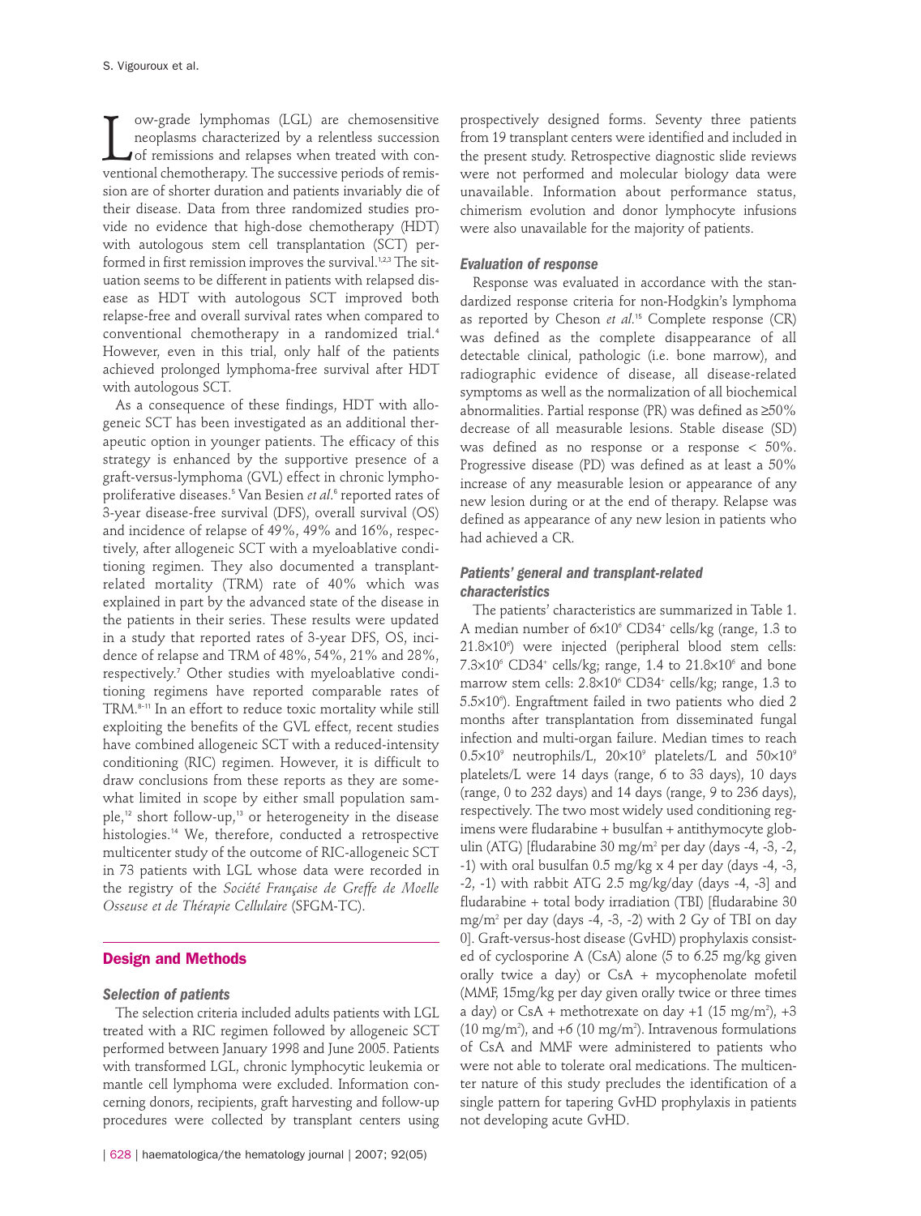Low-grade lymphomas (LGL) are chemosensitive neoplasms characterized by a relentless succession of remissions and relapses when treated with conventional chemotherapy. The successive periods of remission are of shorter duration and patients invariably die of their disease. Data from three randomized studies provide no evidence that high-dose chemotherapy (HDT) with autologous stem cell transplantation (SCT) performed in first remission improves the survival.[1,2,3] The situation seems to be different in patients with relapsed disease as HDT with autologous SCT improved both relapse-free and overall survival rates when compared to conventional chemotherapy in a randomized trial.[4] However, even in this trial, only half of the patients achieved prolonged lymphoma-free survival after HDT with autologous SCT.

As a consequence of these findings, HDT with allogeneic SCT has been investigated as an additional therapeutic option in younger patients. The efficacy of this strategy is enhanced by the supportive presence of a graft-versus-lymphoma (GVL) effect in chronic lymphoproliferative diseases.[5] Van Besien *et al*.[6] reported rates of 3-year disease-free survival (DFS), overall survival (OS) and incidence of relapse of 49%, 49% and 16%, respectively, after allogeneic SCT with a myeloablative conditioning regimen. They also documented a transplant-related mortality (TRM) rate of 40% which was explained in part by the advanced state of the disease in the patients in their series. These results were updated in a study that reported rates of 3-year DFS, OS, incidence of relapse and TRM of 48%, 54%, 21% and 28%, respectively.[7] Other studies with myeloablative conditioning regimens have reported comparable rates of TRM.[8-11] In an effort to reduce toxic mortality while still exploiting the benefits of the GVL effect, recent studies have combined allogeneic SCT with a reduced-intensity conditioning (RIC) regimen. However, it is difficult to draw conclusions from these reports as they are somewhat limited in scope by either small population sample,[12] short follow-up,[13] or heterogeneity in the disease histologies.[14] We, therefore, conducted a retrospective multicenter study of the outcome of RIC-allogeneic SCT in 73 patients with LGL whose data were recorded in the registry of the *Société Française de Greffe de Moelle Osseuse et de Thérapie Cellulaire* (SFGM-TC).

## Design and Methods

### Selection of patients

The selection criteria included adults patients with LGL treated with a RIC regimen followed by allogeneic SCT performed between January 1998 and June 2005. Patients with transformed LGL, chronic lymphocytic leukemia or mantle cell lymphoma were excluded. Information concerning donors, recipients, graft harvesting and follow-up procedures were collected by transplant centers using prospectively designed forms. Seventy three patients from 19 transplant centers were identified and included in the present study. Retrospective diagnostic slide reviews were not performed and molecular biology data were unavailable. Information about performance status, chimerism evolution and donor lymphocyte infusions were also unavailable for the majority of patients.

### Evaluation of response

Response was evaluated in accordance with the standardized response criteria for non-Hodgkin's lymphoma as reported by Cheson *et al*.[15] Complete response (CR) was defined as the complete disappearance of all detectable clinical, pathologic (i.e. bone marrow), and radiographic evidence of disease, all disease-related symptoms as well as the normalization of all biochemical abnormalities. Partial response (PR) was defined as ≥50% decrease of all measurable lesions. Stable disease (SD) was defined as no response or a response < 50%. Progressive disease (PD) was defined as at least a 50% increase of any measurable lesion or appearance of any new lesion during or at the end of therapy. Relapse was defined as appearance of any new lesion in patients who had achieved a CR.

### Patients' general and transplant-related characteristics

The patients' characteristics are summarized in Table 1. A median number of $6\times10^6$ CD34$^+$ cells/kg (range, 1.3 to $21.8\times10^6$) were injected (peripheral blood stem cells: $7.3\times10^6$ CD34$^+$ cells/kg; range, 1.4 to $21.8\times10^6$ and bone marrow stem cells: $2.8\times10^6$ CD34$^+$ cells/kg; range, 1.3 to $5.5\times10^6$). Engraftment failed in two patients who died 2 months after transplantation from disseminated fungal infection and multi-organ failure. Median times to reach $0.5\times10^9$ neutrophils/L, $20\times10^9$ platelets/L and $50\times10^9$ platelets/L were 14 days (range, 6 to 33 days), 10 days (range, 0 to 232 days) and 14 days (range, 9 to 236 days), respectively. The two most widely used conditioning regimens were fludarabine + busulfan + antithymocyte globulin (ATG) [fludarabine 30 mg/m$^2$ per day (days -4, -3, -2, -1) with oral busulfan 0.5 mg/kg x 4 per day (days -4, -3, -2, -1) with rabbit ATG 2.5 mg/kg/day (days -4, -3] and fludarabine + total body irradiation (TBI) [fludarabine 30 mg/m$^2$ per day (days -4, -3, -2) with 2 Gy of TBI on day 0]. Graft-versus-host disease (GvHD) prophylaxis consisted of cyclosporine A (CsA) alone (5 to 6.25 mg/kg given orally twice a day) or CsA + mycophenolate mofetil (MMF, 15mg/kg per day given orally twice or three times a day) or CsA + methotrexate on day +1 (15 mg/m$^2$), +3 (10 mg/m$^2$), and +6 (10 mg/m$^2$). Intravenous formulations of CsA and MMF were administered to patients who were not able to tolerate oral medications. The multicenter nature of this study precludes the identification of a single pattern for tapering GvHD prophylaxis in patients not developing acute GvHD.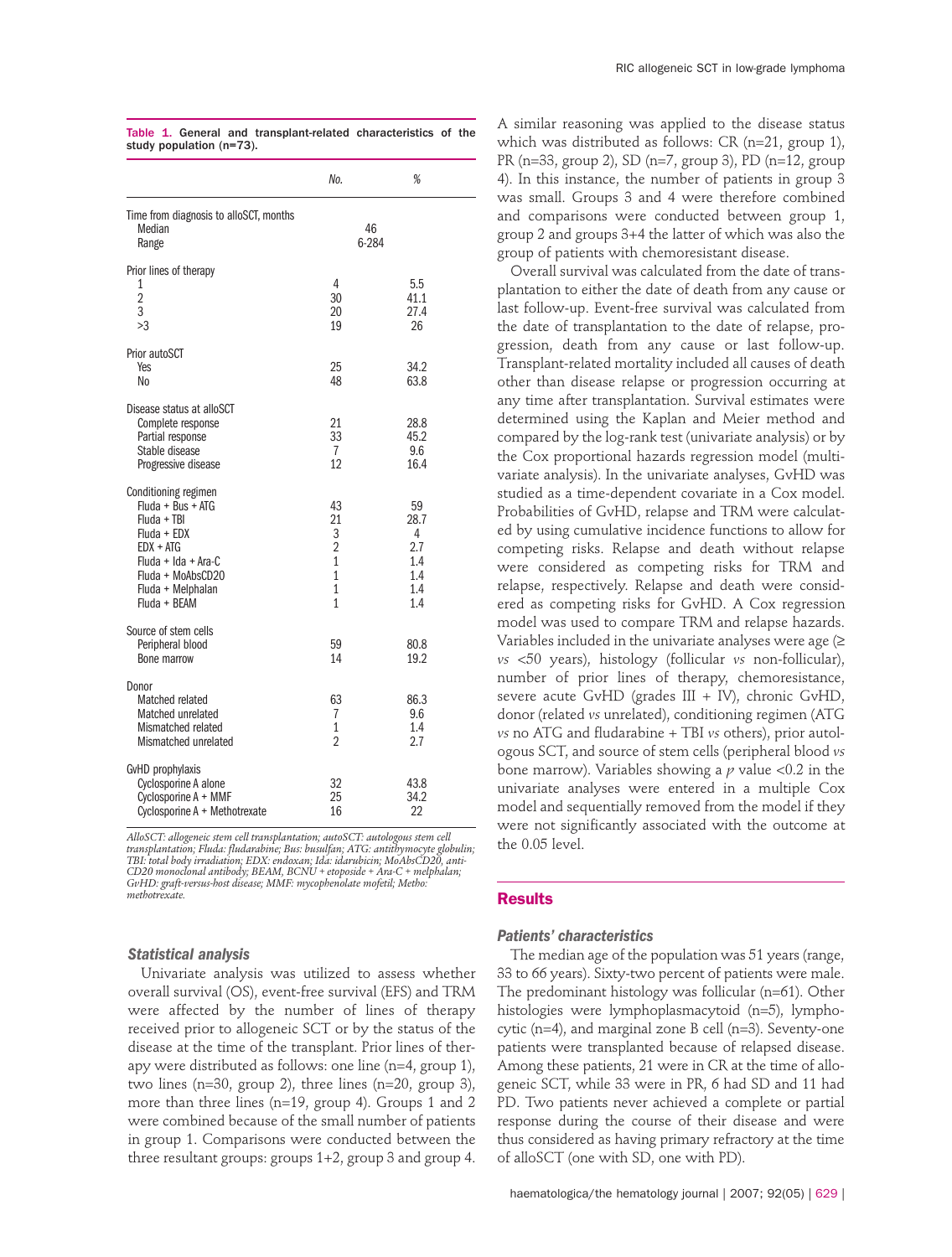**Table 1. General and transplant-related characteristics of the study population (n=73).**

| | No. | % |
|---|---|---|
| **Time from diagnosis to alloSCT, months** | | |
| Median | 46 | |
| Range | 6-284 | |
| **Prior lines of therapy** | | |
| 1 | 4 | 5.5 |
| 2 | 30 | 41.1 |
| 3 | 20 | 27.4 |
| >3 | 19 | 26 |
| **Prior autoSCT** | | |
| Yes | 25 | 34.2 |
| No | 48 | 63.8 |
| **Disease status at alloSCT** | | |
| Complete response | 21 | 28.8 |
| Partial response | 33 | 45.2 |
| Stable disease | 7 | 9.6 |
| Progressive disease | 12 | 16.4 |
| **Conditioning regimen** | | |
| Fluda + Bus + ATG | 43 | 59 |
| Fluda + TBI | 21 | 28.7 |
| Fluda + EDX | 3 | 4 |
| EDX + ATG | 2 | 2.7 |
| Fluda + Ida + Ara-C | 1 | 1.4 |
| Fluda + MoAbsCD20 | 1 | 1.4 |
| Fluda + Melphalan | 1 | 1.4 |
| Fluda + BEAM | 1 | 1.4 |
| **Source of stem cells** | | |
| Peripheral blood | 59 | 80.8 |
| Bone marrow | 14 | 19.2 |
| **Donor** | | |
| Matched related | 63 | 86.3 |
| Matched unrelated | 7 | 9.6 |
| Mismatched related | 1 | 1.4 |
| Mismatched unrelated | 2 | 2.7 |
| **GvHD prophylaxis** | | |
| Cyclosporine A alone | 32 | 43.8 |
| Cyclosporine A + MMF | 25 | 34.2 |
| Cyclosporine A + Methotrexate | 16 | 22 |

*AlloSCT: allogeneic stem cell transplantation; autoSCT: autologous stem cell transplantation; Fluda: fludarabine; Bus: busulfan; ATG: antithymocyte globulin; TBI: total body irradiation; EDX: endoxan; Ida: idarubicin; MoAbsCD20, anti-CD20 monoclonal antibody; BEAM, BCNU + etoposide + Ara-C + melphalan; GvHD: graft-versus-host disease; MMF: mycophenolate mofetil; Metho: methotrexate.*

### Statistical analysis

Univariate analysis was utilized to assess whether overall survival (OS), event-free survival (EFS) and TRM were affected by the number of lines of therapy received prior to allogeneic SCT or by the status of the disease at the time of the transplant. Prior lines of therapy were distributed as follows: one line (n=4, group 1), two lines (n=30, group 2), three lines (n=20, group 3), more than three lines (n=19, group 4). Groups 1 and 2 were combined because of the small number of patients in group 1. Comparisons were conducted between the three resultant groups: groups 1+2, group 3 and group 4. A similar reasoning was applied to the disease status which was distributed as follows: CR (n=21, group 1), PR (n=33, group 2), SD (n=7, group 3), PD (n=12, group 4). In this instance, the number of patients in group 3 was small. Groups 3 and 4 were therefore combined and comparisons were conducted between group 1, group 2 and groups 3+4 the latter of which was also the group of patients with chemoresistant disease.

Overall survival was calculated from the date of transplantation to either the date of death from any cause or last follow-up. Event-free survival was calculated from the date of transplantation to the date of relapse, progression, death from any cause or last follow-up. Transplant-related mortality included all causes of death other than disease relapse or progression occurring at any time after transplantation. Survival estimates were determined using the Kaplan and Meier method and compared by the log-rank test (univariate analysis) or by the Cox proportional hazards regression model (multivariate analysis). In the univariate analyses, GvHD was studied as a time-dependent covariate in a Cox model. Probabilities of GvHD, relapse and TRM were calculated by using cumulative incidence functions to allow for competing risks. Relapse and death without relapse were considered as competing risks for TRM and relapse, respectively. Relapse and death were considered as competing risks for GvHD. A Cox regression model was used to compare TRM and relapse hazards. Variables included in the univariate analyses were age (≥ *vs* <50 years), histology (follicular *vs* non-follicular), number of prior lines of therapy, chemoresistance, severe acute GvHD (grades III + IV), chronic GvHD, donor (related *vs* unrelated), conditioning regimen (ATG *vs* no ATG and fludarabine + TBI *vs* others), prior autologous SCT, and source of stem cells (peripheral blood *vs* bone marrow). Variables showing a $p$ value <0.2 in the univariate analyses were entered in a multiple Cox model and sequentially removed from the model if they were not significantly associated with the outcome at the 0.05 level.

## Results

### Patients' characteristics

The median age of the population was 51 years (range, 33 to 66 years). Sixty-two percent of patients were male. The predominant histology was follicular (n=61). Other histologies were lymphoplasmacytoid (n=5), lymphocytic (n=4), and marginal zone B cell (n=3). Seventy-one patients were transplanted because of relapsed disease. Among these patients, 21 were in CR at the time of allogeneic SCT, while 33 were in PR, 6 had SD and 11 had PD. Two patients never achieved a complete or partial response during the course of their disease and were thus considered as having primary refractory at the time of alloSCT (one with SD, one with PD).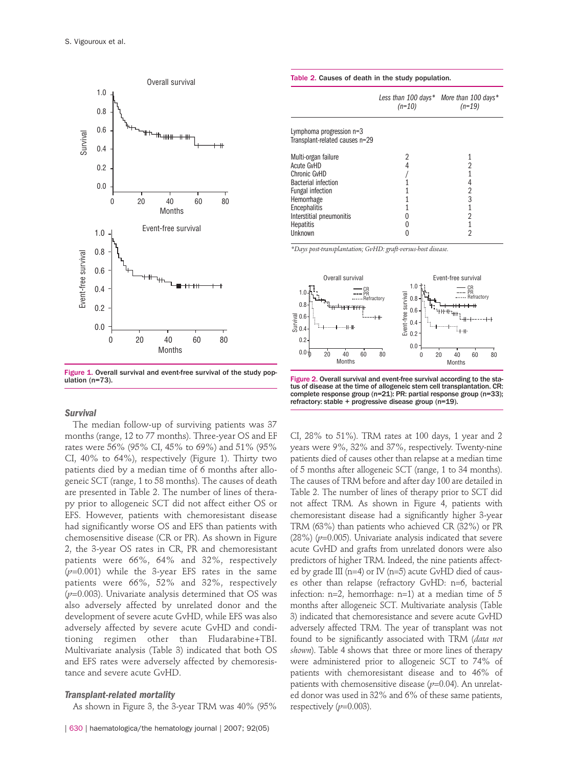Figure 1. Overall survival and event-free survival of the study population (n=73).

### Survival

The median follow-up of surviving patients was 37 months (range, 12 to 77 months). Three-year OS and EF rates were 56% (95% CI, 45% to 69%) and 51% (95% CI, 40% to 64%), respectively (Figure 1). Thirty two patients died by a median time of 6 months after allogeneic SCT (range, 1 to 58 months). The causes of death are presented in Table 2. The number of lines of therapy prior to allogeneic SCT did not affect either OS or EFS. However, patients with chemoresistant disease had significantly worse OS and EFS than patients with chemosensitive disease (CR or PR). As shown in Figure 2, the 3-year OS rates in CR, PR and chemoresistant patients were 66%, 64% and 32%, respectively ($p$=0.001) while the 3-year EFS rates in the same patients were 66%, 52% and 32%, respectively ($p$=0.003). Univariate analysis determined that OS was also adversely affected by unrelated donor and the development of severe acute GvHD, while EFS was also adversely affected by severe acute GvHD and conditioning regimen other than Fludarabine+TBI. Multivariate analysis (Table 3) indicated that both OS and EFS rates were adversely affected by chemoresistance and severe acute GvHD.

### Transplant-related mortality

As shown in Figure 3, the 3-year TRM was 40% (95% CI, 28% to 51%). TRM rates at 100 days, 1 year and 2 years were 9%, 32% and 37%, respectively. Twenty-nine patients died of causes other than relapse at a median time of 5 months after allogeneic SCT (range, 1 to 34 months). The causes of TRM before and after day 100 are detailed in Table 2. The number of lines of therapy prior to SCT did not affect TRM. As shown in Figure 4, patients with chemoresistant disease had a significantly higher 3-year TRM (63%) than patients who achieved CR (32%) or PR (28%) ($p$=0.005). Univariate analysis indicated that severe acute GvHD and grafts from unrelated donors were also predictors of higher TRM. Indeed, the nine patients affected by grade III (n=4) or IV (n=5) acute GvHD died of causes other than relapse (refractory GvHD: n=6, bacterial infection: n=2, hemorrhage: n=1) at a median time of 5 months after allogeneic SCT. Multivariate analysis (Table 3) indicated that chemoresistance and severe acute GvHD adversely affected TRM. The year of transplant was not found to be significantly associated with TRM (*data not shown*). Table 4 shows that three or more lines of therapy were administered prior to allogeneic SCT to 74% of patients with chemoresistant disease and to 46% of patients with chemosensitive disease ($p$=0.04). An unrelated donor was used in 32% and 6% of these same patients, respectively ($p$=0.003).

**Table 2. Causes of death in the study population.**

| | Less than 100 days* (n=10) | More than 100 days* (n=19) |
|---|---|---|
| Lymphoma progression n=3 | | |
| Transplant-related causes n=29 | | |
| Multi-organ failure | 2 | 1 |
| Acute GvHD | 4 | 2 |
| Chronic GvHD | / | 1 |
| Bacterial infection | 1 | 4 |
| Fungal infection | 1 | 2 |
| Hemorrhage | 1 | 3 |
| Encephalitis | 1 | 1 |
| Interstitial pneumonitis | 0 | 2 |
| Hepatitis | 0 | 1 |
| Unknown | 0 | 2 |

*Days post-transplantation; GvHD: graft-versus-host disease.*

Figure 2. Overall survival and event-free survival according to the status of disease at the time of allogeneic stem cell transplantation. CR: complete response group (n=21): PR: partial response group (n=33); refractory: stable + progressive disease group (n=19).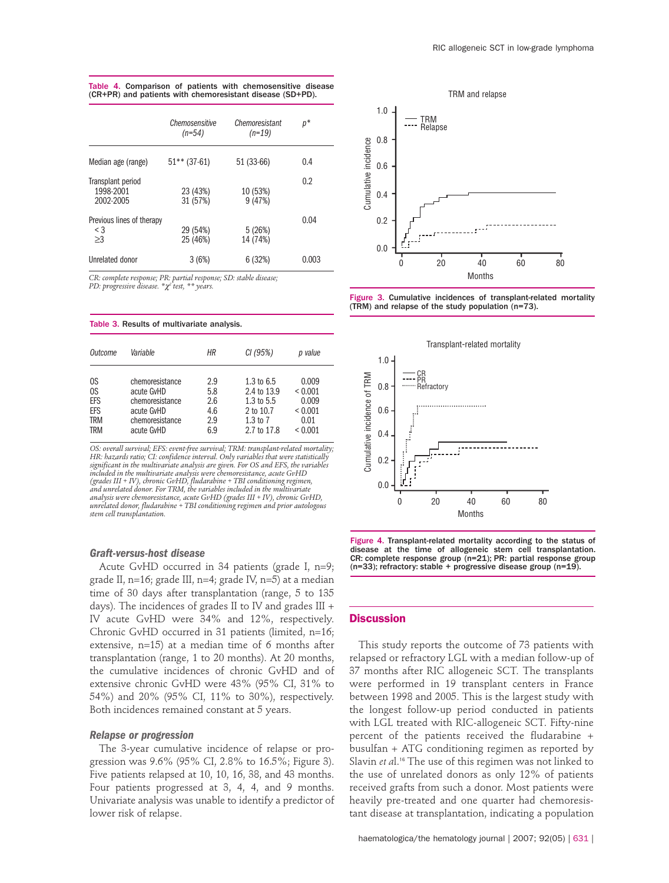**Table 4.** Comparison of patients with chemosensitive disease (CR+PR) and patients with chemoresistant disease (SD+PD).

| | Chemosensitive (n=54) | Chemoresistant (n=19) | p* |
|---|---|---|---|
| Median age (range) | 51** (37-61) | 51 (33-66) | 0.4 |
| Transplant period | | | 0.2 |
| 1998-2001 | 23 (43%) | 10 (53%) | |
| 2002-2005 | 31 (57%) | 9 (47%) | |
| Previous lines of therapy | | | 0.04 |
| < 3 | 29 (54%) | 5 (26%) | |
| ≥3 | 25 (46%) | 14 (74%) | |
| Unrelated donor | 3 (6%) | 6 (32%) | 0.003 |

*CR: complete response; PR: partial response; SD: stable disease; PD: progressive disease.* *$\chi^2$ test, ** years.

**Table 3.** Results of multivariate analysis.

| Outcome | Variable | HR | CI (95%) | p value |
|---|---|---|---|---|
| OS | chemoresistance | 2.9 | 1.3 to 6.5 | 0.009 |
| OS | acute GvHD | 5.8 | 2.4 to 13.9 | < 0.001 |
| EFS | chemoresistance | 2.6 | 1.3 to 5.5 | 0.009 |
| EFS | acute GvHD | 4.6 | 2 to 10.7 | < 0.001 |
| TRM | chemoresistance | 2.9 | 1.3 to 7 | 0.01 |
| TRM | acute GvHD | 6.9 | 2.7 to 17.8 | < 0.001 |

*OS: overall survival; EFS: event-free survival; TRM: transplant-related mortality; HR: hazards ratio; CI: confidence interval. Only variables that were statistically significant in the multivariate analysis are given. For OS and EFS, the variables included in the multivariate analysis were chemoresistance, acute GvHD (grades III + IV), chronic GvHD, fludarabine + TBI conditioning regimen, and unrelated donor. For TRM, the variables included in the multivariate analysis were chemoresistance, acute GvHD (grades III + IV), chronic GvHD, unrelated donor, fludarabine + TBI conditioning regimen and prior autologous stem cell transplantation.*

### Graft-versus-host disease

Acute GvHD occurred in 34 patients (grade I, n=9; grade II, n=16; grade III, n=4; grade IV, n=5) at a median time of 30 days after transplantation (range, 5 to 135 days). The incidences of grades II to IV and grades III + IV acute GvHD were 34% and 12%, respectively. Chronic GvHD occurred in 31 patients (limited, n=16; extensive, n=15) at a median time of 6 months after transplantation (range, 1 to 20 months). At 20 months, the cumulative incidences of chronic GvHD and of extensive chronic GvHD were 43% (95% CI, 31% to 54%) and 20% (95% CI, 11% to 30%), respectively. Both incidences remained constant at 5 years.

### Relapse or progression

The 3-year cumulative incidence of relapse or progression was 9.6% (95% CI, 2.8% to 16.5%; Figure 3). Five patients relapsed at 10, 10, 16, 38, and 43 months. Four patients progressed at 3, 4, 4, and 9 months. Univariate analysis was unable to identify a predictor of lower risk of relapse.

**Figure 3.** Cumulative incidences of transplant-related mortality (TRM) and relapse of the study population (n=73).

**Figure 4.** Transplant-related mortality according to the status of disease at the time of allogeneic stem cell transplantation. CR: complete response group (n=21); PR: partial response group (n=33); refractory: stable + progressive disease group (n=19).

## Discussion

This study reports the outcome of 73 patients with relapsed or refractory LGL with a median follow-up of 37 months after RIC allogeneic SCT. The transplants were performed in 19 transplant centers in France between 1998 and 2005. This is the largest study with the longest follow-up period conducted in patients with LGL treated with RIC-allogeneic SCT. Fifty-nine percent of the patients received the fludarabine + busulfan + ATG conditioning regimen as reported by Slavin *et al.*[16] The use of this regimen was not linked to the use of unrelated donors as only 12% of patients received grafts from such a donor. Most patients were heavily pre-treated and one quarter had chemoresistant disease at transplantation, indicating a population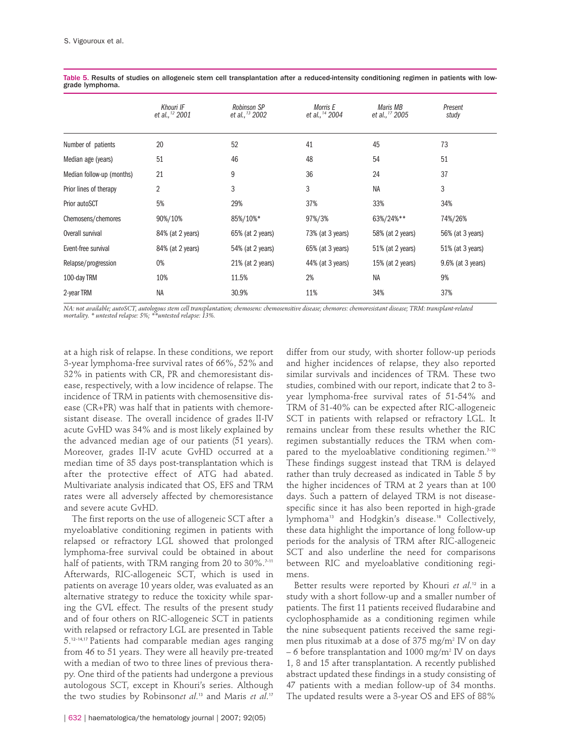**Table 5.** Results of studies on allogeneic stem cell transplantation after a reduced-intensity conditioning regimen in patients with low-grade lymphoma.

| | Khouri IF et al.,[12] 2001 | Robinson SP et al.,[13] 2002 | Morris E et al.,[14] 2004 | Maris MB et al.,[17] 2005 | Present study |
|---|---|---|---|---|---|
| Number of patients | 20 | 52 | 41 | 45 | 73 |
| Median age (years) | 51 | 46 | 48 | 54 | 51 |
| Median follow-up (months) | 21 | 9 | 36 | 24 | 37 |
| Prior lines of therapy | 2 | 3 | 3 | NA | 3 |
| Prior autoSCT | 5% | 29% | 37% | 33% | 34% |
| Chemosens/chemores | 90%/10% | 85%/10%* | 97%/3% | 63%/24%** | 74%/26% |
| Overall survival | 84% (at 2 years) | 65% (at 2 years) | 73% (at 3 years) | 58% (at 2 years) | 56% (at 3 years) |
| Event-free survival | 84% (at 2 years) | 54% (at 2 years) | 65% (at 3 years) | 51% (at 2 years) | 51% (at 3 years) |
| Relapse/progression | 0% | 21% (at 2 years) | 44% (at 3 years) | 15% (at 2 years) | 9.6% (at 3 years) |
| 100-day TRM | 10% | 11.5% | 2% | NA | 9% |
| 2-year TRM | NA | 30.9% | 11% | 34% | 37% |

*NA: not available; autoSCT, autologous stem cell transplantation; chemosens: chemosensitive disease; chemores: chemoresistant disease; TRM: transplant-related mortality. * untested relapse: 5%; **untested relapse: 13%.*

at a high risk of relapse. In these conditions, we report 3-year lymphoma-free survival rates of 66%, 52% and 32% in patients with CR, PR and chemoresistant disease, respectively, with a low incidence of relapse. The incidence of TRM in patients with chemosensitive disease (CR+PR) was half that in patients with chemoresistant disease. The overall incidence of grades II-IV acute GvHD was 34% and is most likely explained by the advanced median age of our patients (51 years). Moreover, grades II-IV acute GvHD occurred at a median time of 35 days post-transplantation which is after the protective effect of ATG had abated. Multivariate analysis indicated that OS, EFS and TRM rates were all adversely affected by chemoresistance and severe acute GvHD.

The first reports on the use of allogeneic SCT after a myeloablative conditioning regimen in patients with relapsed or refractory LGL showed that prolonged lymphoma-free survival could be obtained in about half of patients, with TRM ranging from 20 to 30%.[7-11] Afterwards, RIC-allogeneic SCT, which is used in patients on average 10 years older, was evaluated as an alternative strategy to reduce the toxicity while sparing the GVL effect. The results of the present study and of four others on RIC-allogeneic SCT in patients with relapsed or refractory LGL are presented in Table 5.[12-14,17] Patients had comparable median ages ranging from 46 to 51 years. They were all heavily pre-treated with a median of two to three lines of previous therapy. One third of the patients had undergone a previous autologous SCT, except in Khouri's series. Although the two studies by Robinson*et al.*[13] and Maris *et al.*[17] differ from our study, with shorter follow-up periods and higher incidences of relapse, they also reported similar survivals and incidences of TRM. These two studies, combined with our report, indicate that 2 to 3-year lymphoma-free survival rates of 51-54% and TRM of 31-40% can be expected after RIC-allogeneic SCT in patients with relapsed or refractory LGL. It remains unclear from these results whether the RIC regimen substantially reduces the TRM when compared to the myeloablative conditioning regimen.[7-10] These findings suggest instead that TRM is delayed rather than truly decreased as indicated in Table 5 by the higher incidences of TRM at 2 years than 100 days. Such a pattern of delayed TRM is not disease-specific since it has also been reported in high-grade lymphoma[13] and Hodgkin's disease.[18] Collectively, these data highlight the importance of long follow-up periods for the analysis of TRM after RIC-allogeneic SCT and also underline the need for comparisons between RIC and myeloablative conditioning regimens.

Better results were reported by Khouri *et al.*[12] in a study with a short follow-up and a smaller number of patients. The first 11 patients received fludarabine and cyclophosphamide as a conditioning regimen while the nine subsequent patients received the same regimen plus rituximab at a dose of 375 mg/m$^2$ IV on day – 6 before transplantation and 1000 mg/m$^2$ IV on days 1, 8 and 15 after transplantation. A recently published abstract updated these findings in a study consisting of 47 patients with a median follow-up of 34 months. The updated results were a 3-year OS and EFS of 88%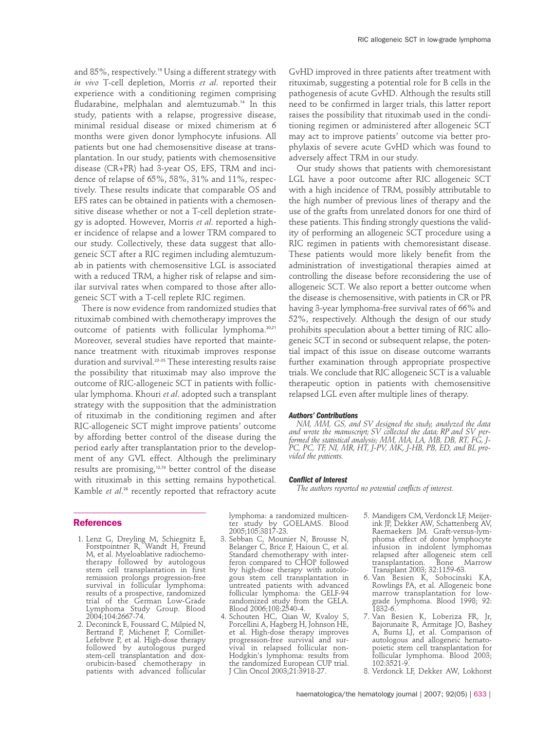and 85%, respectively.[19] Using a different strategy with *in vivo* T-cell depletion, Morris *et al*. reported their experience with a conditioning regimen comprising fludarabine, melphalan and alemtuzumab.[14] In this study, patients with a relapse, progressive disease, minimal residual disease or mixed chimerism at 6 months were given donor lymphocyte infusions. All patients but one had chemosensitive disease at transplantation. In our study, patients with chemosensitive disease (CR+PR) had 3-year OS, EFS, TRM and incidence of relapse of 65%, 58%, 31% and 11%, respectively. These results indicate that comparable OS and EFS rates can be obtained in patients with a chemosensitive disease whether or not a T-cell depletion strategy is adopted. However, Morris *et al*. reported a higher incidence of relapse and a lower TRM compared to our study. Collectively, these data suggest that allogeneic SCT after a RIC regimen including alemtuzumab in patients with chemosensitive LGL is associated with a reduced TRM, a higher risk of relapse and similar survival rates when compared to those after allogeneic SCT with a T-cell replete RIC regimen.

There is now evidence from randomized studies that rituximab combined with chemotherapy improves the outcome of patients with follicular lymphoma.[20,21] Moreover, several studies have reported that maintenance treatment with rituximab improves response duration and survival.[22-25] These interesting results raise the possibility that rituximab may also improve the outcome of RIC-allogeneic SCT in patients with follicular lymphoma. Khouri *et al*. adopted such a transplant strategy with the supposition that the administration of rituximab in the conditioning regimen and after RIC-allogeneic SCT might improve patients' outcome by affording better control of the disease during the period early after transplantation prior to the development of any GVL effect. Although the preliminary results are promising,[12,19] better control of the disease with rituximab in this setting remains hypothetical. Kamble *et al*.[26] recently reported that refractory acute GvHD improved in three patients after treatment with rituximab, suggesting a potential role for B cells in the pathogenesis of acute GvHD. Although the results still need to be confirmed in larger trials, this latter report raises the possibility that rituximab used in the conditioning regimen or administered after allogeneic SCT may act to improve patients' outcome via better prophylaxis of severe acute GvHD which was found to adversely affect TRM in our study.

Our study shows that patients with chemoresistant LGL have a poor outcome after RIC allogeneic SCT with a high incidence of TRM, possibly attributable to the high number of previous lines of therapy and the use of the grafts from unrelated donors for one third of these patients. This finding strongly questions the validity of performing an allogeneic SCT procedure using a RIC regimen in patients with chemoresistant disease. These patients would more likely benefit from the administration of investigational therapies aimed at controlling the disease before reconsidering the use of allogeneic SCT. We also report a better outcome when the disease is chemosensitive, with patients in CR or PR having 3-year lymphoma-free survival rates of 66% and 52%, respectively. Although the design of our study prohibits speculation about a better timing of RIC allogeneic SCT in second or subsequent relapse, the potential impact of this issue on disease outcome warrants further examination through appropriate prospective trials. We conclude that RIC allogeneic SCT is a valuable therapeutic option in patients with chemosensitive relapsed LGL even after multiple lines of therapy.

#### Authors' Contributions

*NM, MM, GS, and SV designed the study, analyzed the data and wrote the manuscript; SV collected the data; RP and SV performed the statistical analysis; MM, MA, LA, MB, DB, RT, FG, J-PC, PC, TF, NI, MR, HT, J-PV, MK, J-HB, PB, ED, and BL provided the patients.*

#### Conflict of Interest

*The authors reported no potential conflicts of interest.*

## References

1. Lenz G, Dreyling M, Schiegnitz E, Forstpointner R, Wandt H, Freund M, et al. Myeloablative radiochemotherapy followed by autologous stem cell transplantation in first remission prolongs progression-free survival in follicular lymphoma: results of a prospective, randomized trial of the German Low-Grade Lymphoma Study Group. Blood 2004;104:2667-74.
2. Deconinck E, Foussard C, Milpied N, Bertrand P, Michenet P, Cornillet-Lefebvre P, et al. High-dose therapy followed by autologous purged stem-cell transplantation and doxorubicin-based chemotherapy in patients with advanced follicular lymphoma: a randomized multicenter study by GOELAMS. Blood 2005;105:3817-23.
3. Sebban C, Mounier N, Brousse N, Belanger C, Brice P, Haioun C, et al. Standard chemotherapy with interferon compared to CHOP followed by high-dose therapy with autologous stem cell transplantation in untreated patients with advanced follicular lymphoma: the GELF-94 randomized study from the GELA. Blood 2006;108:2540-4.
4. Schouten HC, Qian W, Kvaloy S, Porcellini A, Hagberg H, Johnson HE, et al. High-dose therapy improves progression-free survival and survival in relapsed follicular non-Hodgkin's lymphoma: results from the randomized European CUP trial. J Clin Oncol 2003;21:3918-27.
5. Mandigers CM, Verdonck LF, Meijerink JP, Dekker AW, Schattenberg AV, Raemaekers JM. Graft-versus-lymphoma effect of donor lymphocyte infusion in indolent lymphomas relapsed after allogeneic stem cell transplantation. Bone Marrow Transplant 2003; 32:1159-63.
6. Van Besien K, Sobocinski KA, Rowlings PA, et al. Allogeneic bone marrow transplantation for low-grade lymphoma. Blood 1998; 92: 1832-6.
7. Van Besien K, Loberiza FR, Jr, Bajorunaite R, Armitage JO, Bashey A, Burns LJ, et al. Comparison of autologous and allogeneic hematopoietic stem cell transplantation for follicular lymphoma. Blood 2003; 102:3521-9.
8. Verdonck LF, Dekker AW, Lokhorst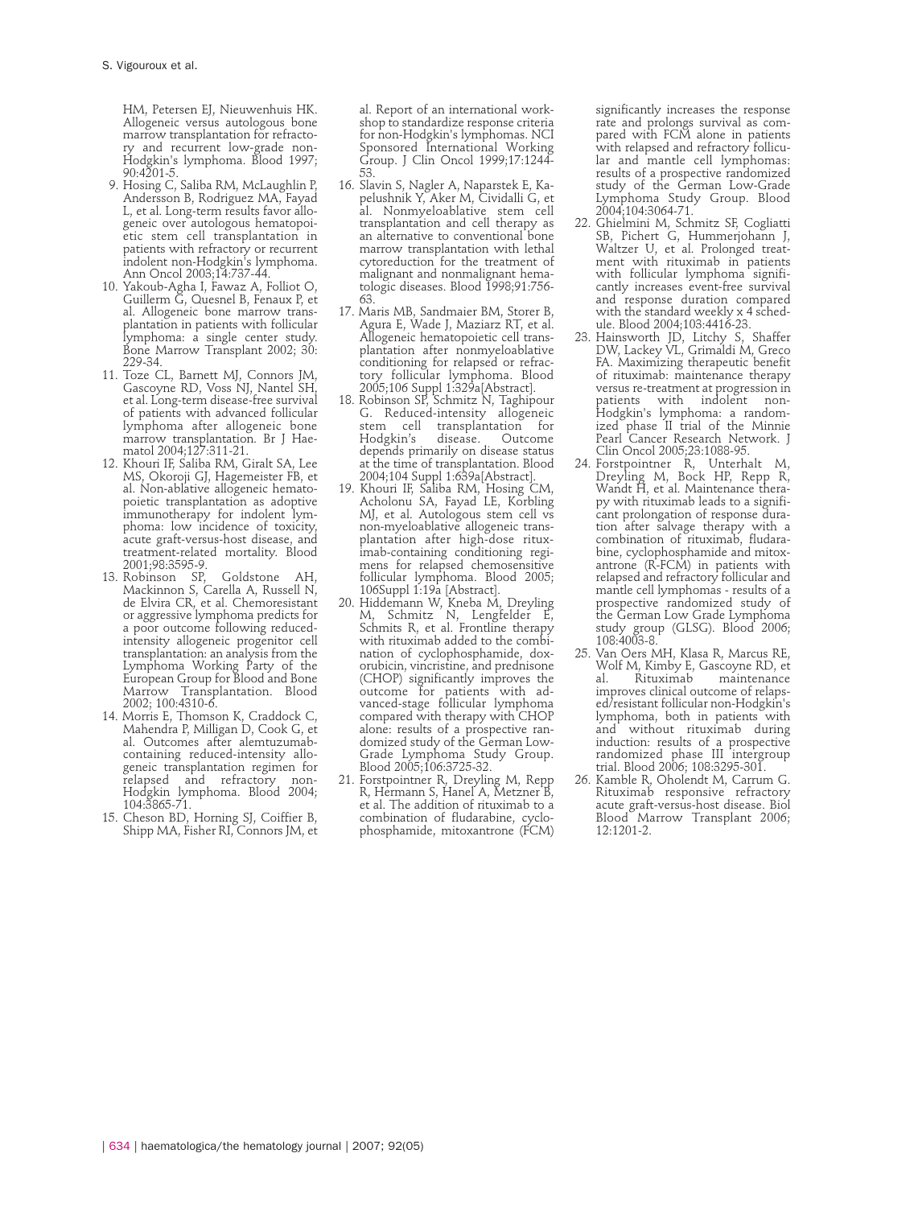HM, Petersen EJ, Nieuwenhuis HK. Allogeneic versus autologous bone marrow transplantation for refractory and recurrent low-grade non-Hodgkin's lymphoma. Blood 1997; 90:4201-5.

9. Hosing C, Saliba RM, McLaughlin P, Andersson B, Rodriguez MA, Fayad L, et al. Long-term results favor allogeneic over autologous hematopoietic stem cell transplantation in patients with refractory or recurrent indolent non-Hodgkin's lymphoma. Ann Oncol 2003;14:737-44.
10. Yakoub-Agha I, Fawaz A, Folliot O, Guillerm G, Quesnel B, Fenaux P, et al. Allogeneic bone marrow transplantation in patients with follicular lymphoma: a single center study. Bone Marrow Transplant 2002; 30: 229-34.
11. Toze CL, Barnett MJ, Connors JM, Gascoyne RD, Voss NJ, Nantel SH, et al. Long-term disease-free survival of patients with advanced follicular lymphoma after allogeneic bone marrow transplantation. Br J Haematol 2004;127:311-21.
12. Khouri IF, Saliba RM, Giralt SA, Lee MS, Okoroji GJ, Hagemeister FB, et al. Non-ablative allogeneic hematopoietic transplantation as adoptive immunotherapy for indolent lymphoma: low incidence of toxicity, acute graft-versus-host disease, and treatment-related mortality. Blood 2001;98:3595-9.
13. Robinson SP, Goldstone AH, Mackinnon S, Carella A, Russell N, de Elvira CR, et al. Chemoresistant or aggressive lymphoma predicts for a poor outcome following reduced-intensity allogeneic progenitor cell transplantation: an analysis from the Lymphoma Working Party of the European Group for Blood and Bone Marrow Transplantation. Blood 2002; 100:4310-6.
14. Morris E, Thomson K, Craddock C, Mahendra P, Milligan D, Cook G, et al. Outcomes after alemtuzumab-containing reduced-intensity allogeneic transplantation regimen for relapsed and refractory non-Hodgkin lymphoma. Blood 2004; 104:3865-71.
15. Cheson BD, Horning SJ, Coiffier B, Shipp MA, Fisher RI, Connors JM, et al. Report of an international workshop to standardize response criteria for non-Hodgkin's lymphomas. NCI Sponsored International Working Group. J Clin Oncol 1999;17:1244-53.
16. Slavin S, Nagler A, Naparstek E, Kapelushnik Y, Aker M, Cividalli G, et al. Nonmyeloablative stem cell transplantation and cell therapy as an alternative to conventional bone marrow transplantation with lethal cytoreduction for the treatment of malignant and nonmalignant hematologic diseases. Blood 1998;91:756-63.
17. Maris MB, Sandmaier BM, Storer B, Agura E, Wade J, Maziarz RT, et al. Allogeneic hematopoietic cell transplantation after nonmyeloablative conditioning for relapsed or refractory follicular lymphoma. Blood 2005;106 Suppl 1:329a[Abstract].
18. Robinson SP, Schmitz N, Taghipour G. Reduced-intensity allogeneic stem cell transplantation for Hodgkin's disease. Outcome depends primarily on disease status at the time of transplantation. Blood 2004;104 Suppl 1:639a[Abstract].
19. Khouri IF, Saliba RM, Hosing CM, Acholonu SA, Fayad LE, Korbling MJ, et al. Autologous stem cell vs non-myeloablative allogeneic transplantation after high-dose rituximab-containing conditioning regimens for relapsed chemosensitive follicular lymphoma. Blood 2005; 106Suppl 1:19a [Abstract].
20. Hiddemann W, Kneba M, Dreyling M, Schmitz N, Lengfelder E, Schmits R, et al. Frontline therapy with rituximab added to the combination of cyclophosphamide, doxorubicin, vincristine, and prednisone (CHOP) significantly improves the outcome for patients with advanced-stage follicular lymphoma compared with therapy with CHOP alone: results of a prospective randomized study of the German Low-Grade Lymphoma Study Group. Blood 2005;106:3725-32.
21. Forstpointner R, Dreyling M, Repp R, Hermann S, Hanel A, Metzner B, et al. The addition of rituximab to a combination of fludarabine, cyclophosphamide, mitoxantrone (FCM) significantly increases the response rate and prolongs survival as compared with FCM alone in patients with relapsed and refractory follicular and mantle cell lymphomas: results of a prospective randomized study of the German Low-Grade Lymphoma Study Group. Blood 2004;104:3064-71.
22. Ghielmini M, Schmitz SF, Cogliatti SB, Pichert G, Hummerjohann J, Waltzer U, et al. Prolonged treatment with rituximab in patients with follicular lymphoma significantly increases event-free survival and response duration compared with the standard weekly x 4 schedule. Blood 2004;103:4416-23.
23. Hainsworth JD, Litchy S, Shaffer DW, Lackey VL, Grimaldi M, Greco FA. Maximizing therapeutic benefit of rituximab: maintenance therapy versus re-treatment at progression in patients with indolent non-Hodgkin's lymphoma: a randomized phase II trial of the Minnie Pearl Cancer Research Network. J Clin Oncol 2005;23:1088-95.
24. Forstpointner R, Unterhalt M, Dreyling M, Bock HP, Repp R, Wandt H, et al. Maintenance therapy with rituximab leads to a significant prolongation of response duration after salvage therapy with a combination of rituximab, fludarabine, cyclophosphamide and mitoxantrone (R-FCM) in patients with relapsed and refractory follicular and mantle cell lymphomas - results of a prospective randomized study of the German Low Grade Lymphoma study group (GLSG). Blood 2006; 108:4003-8.
25. Van Oers MH, Klasa R, Marcus RE, Wolf M, Kimby E, Gascoyne RD, et al. Rituximab maintenance improves clinical outcome of relapsed/resistant follicular non-Hodgkin's lymphoma, both in patients with and without rituximab during induction: results of a prospective randomized phase III intergroup trial. Blood 2006; 108:3295-301.
26. Kamble R, Oholendt M, Carrum G. Rituximab responsive refractory acute graft-versus-host disease. Biol Blood Marrow Transplant 2006; 12:1201-2.